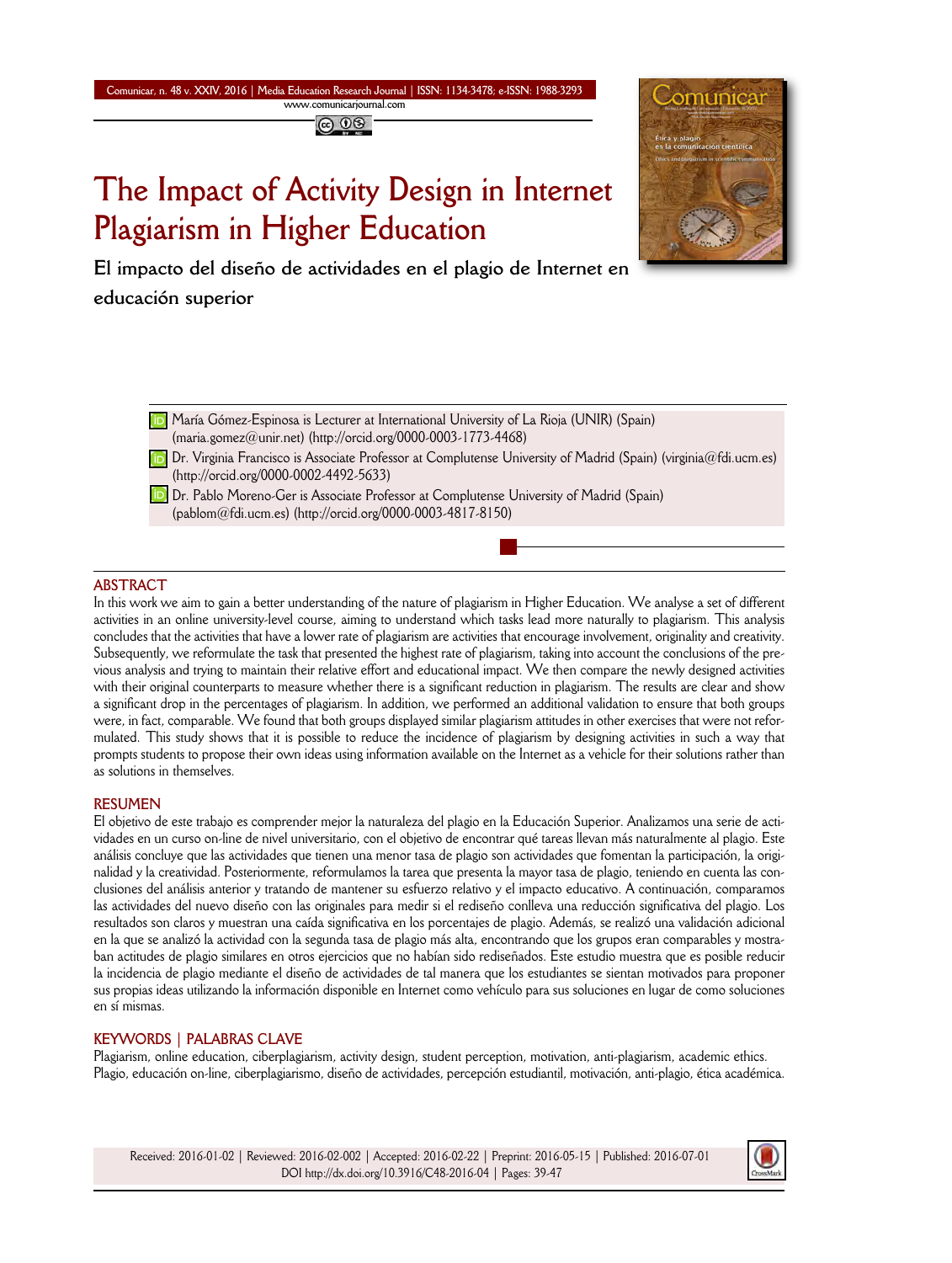# The Impact of Activity Design in Internet Plagiarism in Higher Education

## El impacto del diseño de actividades en el plagio de Internet en educación superior

María Gómez-Espinosa is Lecturer at International University of La Rioja (UNIR) (Spain) (maria.gomez@unir.net) (http://orcid.org/0000-0003-1773-4468)

Dr. Virginia Francisco is Associate Professor at Complutense University of Madrid (Spain) (virginia@fdi.ucm.es) (http://orcid.org/0000-0002-4492-5633)

Dr. Pablo Moreno-Ger is Associate Professor at Complutense University of Madrid (Spain) (pablom@fdi.ucm.es) (http://orcid.org/0000-0003-4817-8150)

### ABSTRACT

In this work we aim to gain a better understanding of the nature of plagiarism in Higher Education. We analyse a set of different activities in an online university-level course, aiming to understand which tasks lead more naturally to plagiarism. This analysis concludes that the activities that have a lower rate of plagiarism are activities that encourage involvement, originality and creativity. Subsequently, we reformulate the task that presented the highest rate of plagiarism, taking into account the conclusions of the previous analysis and trying to maintain their relative effort and educational impact. We then compare the newly designed activities with their original counterparts to measure whether there is a significant reduction in plagiarism. The results are clear and show a significant drop in the percentages of plagiarism. In addition, we performed an additional validation to ensure that both groups were, in fact, comparable. We found that both groups displayed similar plagiarism attitudes in other exercises that were not reformulated. This study shows that it is possible to reduce the incidence of plagiarism by designing activities in such a way that prompts students to propose their own ideas using information available on the Internet as a vehicle for their solutions rather than as solutions in themselves.

### RESUMEN

El objetivo de este trabajo es comprender mejor la naturaleza del plagio en la Educación Superior. Analizamos una serie de actividades en un curso on-line de nivel universitario, con el objetivo de encontrar qué tareas llevan más naturalmente al plagio. Este análisis concluye que las actividades que tienen una menor tasa de plagio son actividades que fomentan la participación, la originalidad y la creatividad. Posteriormente, reformulamos la tarea que presenta la mayor tasa de plagio, teniendo en cuenta las conclusiones del análisis anterior y tratando de mantener su esfuerzo relativo y el impacto educativo. A continuación, comparamos las actividades del nuevo diseño con las originales para medir si el rediseño conlleva una reducción significativa del plagio. Los resultados son claros y muestran una caída significativa en los porcentajes de plagio. Además, se realizó una validación adicional en la que se analizó la actividad con la segunda tasa de plagio más alta, encontrando que los grupos eran comparables y mostraban actitudes de plagio similares en otros ejercicios que no habían sido rediseñados. Este estudio muestra que es posible reducir la incidencia de plagio mediante el diseño de actividades de tal manera que los estudiantes se sientan motivados para proponer sus propias ideas utilizando la información disponible en Internet como vehículo para sus soluciones en lugar de como soluciones en sí mismas.

### KEYWORDS | PALABRAS CLAVE

Plagiarism, online education, ciberplagiarism, activity design, student perception, motivation, anti-plagiarism, academic ethics.
Plagio, educación on-line, ciberplagiarismo, diseño de actividades, percepción estudiantil, motivación, anti-plagio, ética académica.

Received: 2016-01-02 | Reviewed: 2016-02-002 | Accepted: 2016-02-22 | Preprint: 2016-05-15 | Published: 2016-07-01
DOI http://dx.doi.org/10.3916/C48-2016-04 | Pages: 39-47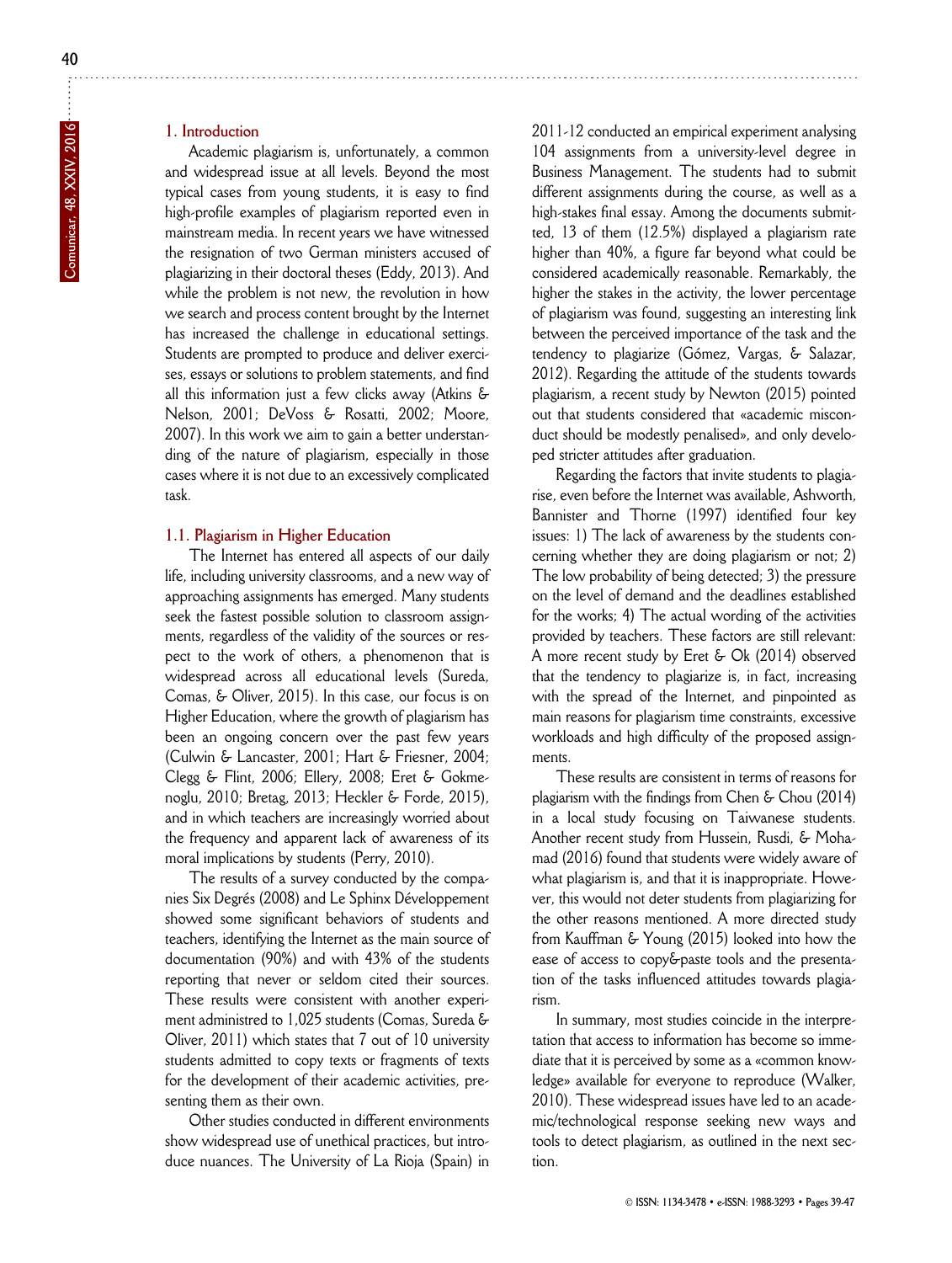## 1. Introduction

Academic plagiarism is, unfortunately, a common and widespread issue at all levels. Beyond the most typical cases from young students, it is easy to find high-profile examples of plagiarism reported even in mainstream media. In recent years we have witnessed the resignation of two German ministers accused of plagiarizing in their doctoral theses (Eddy, 2013). And while the problem is not new, the revolution in how we search and process content brought by the Internet has increased the challenge in educational settings. Students are prompted to produce and deliver exercises, essays or solutions to problem statements, and find all this information just a few clicks away (Atkins & Nelson, 2001; DeVoss & Rosatti, 2002; Moore, 2007). In this work we aim to gain a better understanding of the nature of plagiarism, especially in those cases where it is not due to an excessively complicated task.

### 1.1. Plagiarism in Higher Education

The Internet has entered all aspects of our daily life, including university classrooms, and a new way of approaching assignments has emerged. Many students seek the fastest possible solution to classroom assignments, regardless of the validity of the sources or respect to the work of others, a phenomenon that is widespread across all educational levels (Sureda, Comas, & Oliver, 2015). In this case, our focus is on Higher Education, where the growth of plagiarism has been an ongoing concern over the past few years (Culwin & Lancaster, 2001; Hart & Friesner, 2004; Clegg & Flint, 2006; Ellery, 2008; Eret & Gokmenoglu, 2010; Bretag, 2013; Heckler & Forde, 2015), and in which teachers are increasingly worried about the frequency and apparent lack of awareness of its moral implications by students (Perry, 2010).

The results of a survey conducted by the companies Six Degrés (2008) and Le Sphinx Développement showed some significant behaviors of students and teachers, identifying the Internet as the main source of documentation (90%) and with 43% of the students reporting that never or seldom cited their sources. These results were consistent with another experiment administred to 1,025 students (Comas, Sureda & Oliver, 2011) which states that 7 out of 10 university students admitted to copy texts or fragments of texts for the development of their academic activities, presenting them as their own.

Other studies conducted in different environments show widespread use of unethical practices, but introduce nuances. The University of La Rioja (Spain) in 2011-12 conducted an empirical experiment analysing 104 assignments from a university-level degree in Business Management. The students had to submit different assignments during the course, as well as a high-stakes final essay. Among the documents submitted, 13 of them (12.5%) displayed a plagiarism rate higher than 40%, a figure far beyond what could be considered academically reasonable. Remarkably, the higher the stakes in the activity, the lower percentage of plagiarism was found, suggesting an interesting link between the perceived importance of the task and the tendency to plagiarize (Gómez, Vargas, & Salazar, 2012). Regarding the attitude of the students towards plagiarism, a recent study by Newton (2015) pointed out that students considered that «academic misconduct should be modestly penalised», and only developed stricter attitudes after graduation.

Regarding the factors that invite students to plagiarise, even before the Internet was available, Ashworth, Bannister and Thorne (1997) identified four key issues: 1) The lack of awareness by the students concerning whether they are doing plagiarism or not; 2) The low probability of being detected; 3) the pressure on the level of demand and the deadlines established for the works; 4) The actual wording of the activities provided by teachers. These factors are still relevant: A more recent study by Eret & Ok (2014) observed that the tendency to plagiarize is, in fact, increasing with the spread of the Internet, and pinpointed as main reasons for plagiarism time constraints, excessive workloads and high difficulty of the proposed assignments.

These results are consistent in terms of reasons for plagiarism with the findings from Chen & Chou (2014) in a local study focusing on Taiwanese students. Another recent study from Hussein, Rusdi, & Mohamad (2016) found that students were widely aware of what plagiarism is, and that it is inappropriate. However, this would not deter students from plagiarizing for the other reasons mentioned. A more directed study from Kauffman & Young (2015) looked into how the ease of access to copy&paste tools and the presentation of the tasks influenced attitudes towards plagiarism.

In summary, most studies coincide in the interpretation that access to information has become so immediate that it is perceived by some as a «common knowledge» available for everyone to reproduce (Walker, 2010). These widespread issues have led to an academic/technological response seeking new ways and tools to detect plagiarism, as outlined in the next section.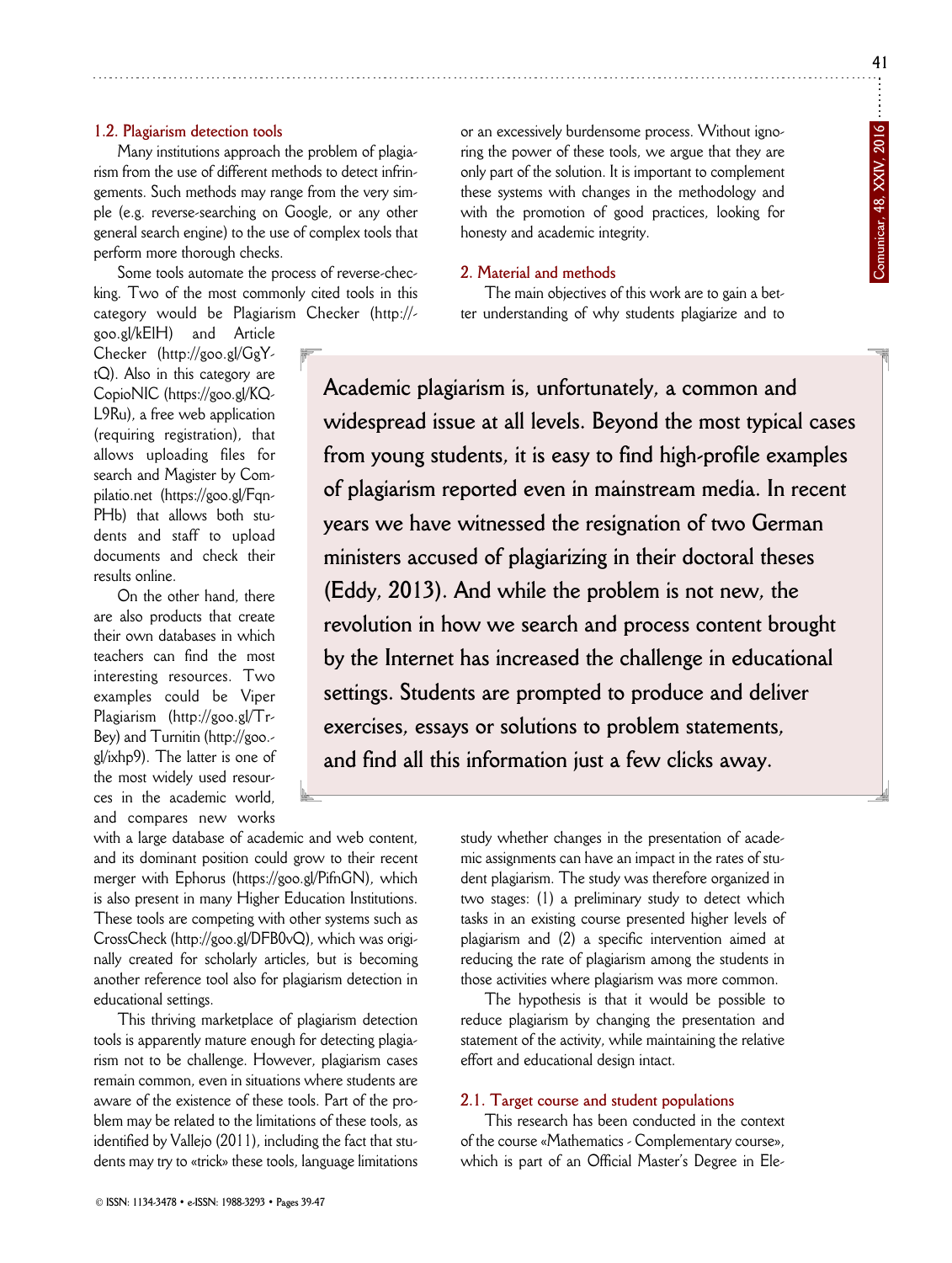### 1.2. Plagiarism detection tools

Many institutions approach the problem of plagiarism from the use of different methods to detect infringements. Such methods may range from the very simple (e.g. reverse-searching on Google, or any other general search engine) to the use of complex tools that perform more thorough checks.

Some tools automate the process of reverse-checking. Two of the most commonly cited tools in this category would be Plagiarism Checker (http://goo.gl/kElH) and Article Checker (http://goo.gl/GgYtQ). Also in this category are CopioNIC (https://goo.gl/KQL9Ru), a free web application (requiring registration), that allows uploading files for search and Magister by Compilatio.net (https://goo.gl/FqnPHb) that allows both students and staff to upload documents and check their results online.

On the other hand, there are also products that curate their own databases in which teachers can find the most interesting resources. Two examples could be Viper Plagiarism (http://goo.gl/TrBey) and Turnitin (http://goo.gl/ixhp9). The latter is one of the most widely used resources in the academic world, and compares new works with a large database of academic and web content, and its dominant position could grow to their recent merger with Ephorus (https://goo.gl/PifnGN), which is also present in many Higher Education Institutions. These tools are competing with other systems such as CrossCheck (http://goo.gl/DFB0vQ), which was originally created for scholarly articles, but is becoming another reference tool also for plagiarism detection in educational settings.

This thriving marketplace of plagiarism detection tools is apparently mature enough for detecting plagiarism not to be challenge. However, plagiarism cases remain common, even in situations where students are aware of the existence of these tools. Part of the problem may be related to the limitations of these tools, as identified by Vallejo (2011), including the fact that students may try to «trick» these tools, language limitations or an excessively burdensome process. Without ignoring the power of these tools, we argue that they are only part of the solution. It is important to complement these systems with changes in the methodology and with the promotion of good practices, looking for honesty and academic integrity.

> **Academic plagiarism is, unfortunately, a common and widespread issue at all levels. Beyond the most typical cases from young students, it is easy to find high-profile examples of plagiarism reported even in mainstream media. In recent years we have witnessed the resignation of two German ministers accused of plagiarizing in their doctoral theses (Eddy, 2013). And while the problem is not new, the revolution in how we search and process content brought by the Internet has increased the challenge in educational settings. Students are prompted to produce and deliver exercises, essays or solutions to problem statements, and find all this information just a few clicks away.**

## 2. Material and methods

The main objectives of this work are to gain a better understanding of why students plagiarize and to study whether changes in the presentation of academic assignments can have an impact in the rates of student plagiarism. The study was therefore organized in two stages: (1) a preliminary study to detect which tasks in an existing course presented higher levels of plagiarism and (2) a specific intervention aimed at reducing the rate of plagiarism among the students in those activities where plagiarism was more common.

The hypothesis is that it would be possible to reduce plagiarism by changing the presentation and statement of the activity, while maintaining the relative effort and educational design intact.

### 2.1. Target course and student populations

This research has been conducted in the context of the course «Mathematics - Complementary course», which is part of an Official Master's Degree in Ele-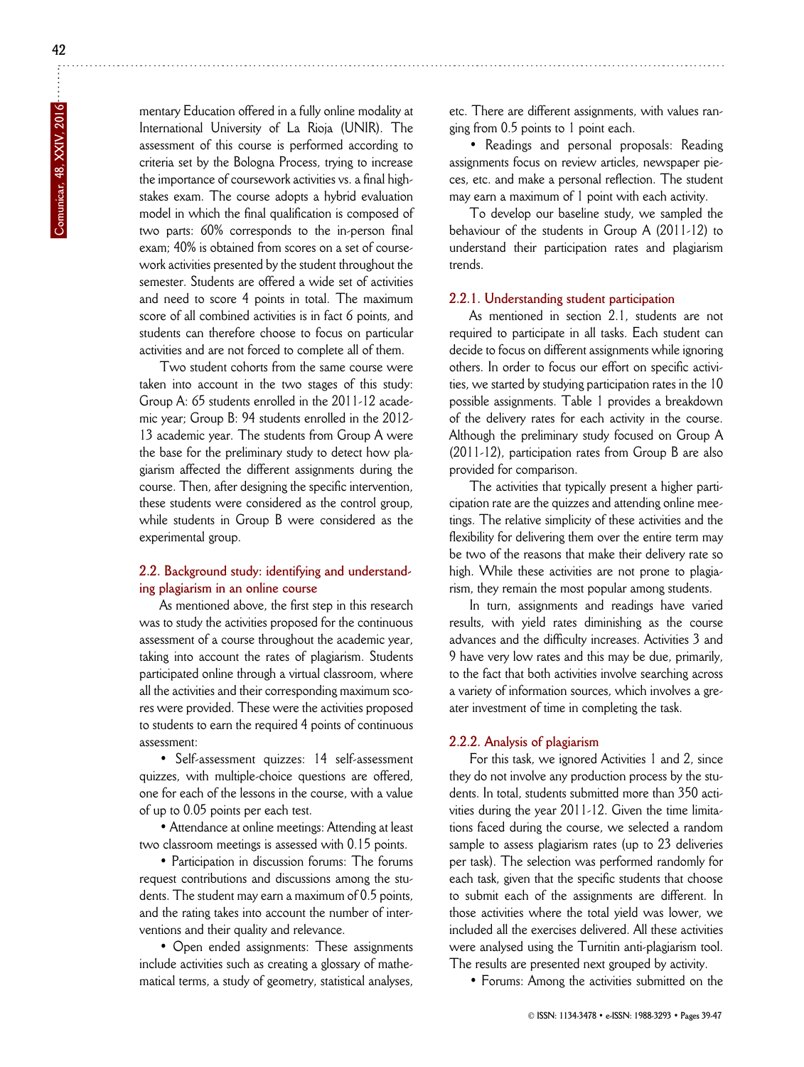mentary Education offered in a fully online modality at International University of La Rioja (UNIR). The assessment of this course is performed according to criteria set by the Bologna Process, trying to increase the importance of coursework activities vs. a final high-stakes exam. The course adopts a hybrid evaluation model in which the final qualification is composed of two parts: 60% corresponds to the in-person final exam; 40% is obtained from scores on a set of coursework activities presented by the student throughout the semester. Students are offered a wide set of activities and need to score 4 points in total. The maximum score of all combined activities is in fact 6 points, and students can therefore choose to focus on particular activities and are not forced to complete all of them.

Two student cohorts from the same course were taken into account in the two stages of this study: Group A: 65 students enrolled in the 2011-12 academic year; Group B: 94 students enrolled in the 2012-13 academic year. The students from Group A were the base for the preliminary study to detect how plagiarism affected the different assignments during the course. Then, after designing the specific intervention, these students were considered as the control group, while students in Group B were considered as the experimental group.

### 2.2. Background study: identifying and understanding plagiarism in an online course

As mentioned above, the first step in this research was to study the activities proposed for the continuous assessment of a course throughout the academic year, taking into account the rates of plagiarism. Students participated online through a virtual classroom, where all the activities and their corresponding maximum scores were provided. These were the activities proposed to students to earn the required 4 points of continuous assessment:

- Self-assessment quizzes: 14 self-assessment quizzes, with multiple-choice questions are offered, one for each of the lessons in the course, with a value of up to 0.05 points per each test.
- Attendance at online meetings: Attending at least two classroom meetings is assessed with 0.15 points.
- Participation in discussion forums: The forums request contributions and discussions among the students. The student may earn a maximum of 0.5 points, and the rating takes into account the number of interventions and their quality and relevance.
- Open ended assignments: These assignments include activities such as creating a glossary of mathematical terms, a study of geometry, statistical analyses, etc. There are different assignments, with values ranging from 0.5 points to 1 point each.
- Readings and personal proposals: Reading assignments focus on review articles, newspaper pieces, etc. and make a personal reflection. The student may earn a maximum of 1 point with each activity.

To develop our baseline study, we sampled the behaviour of the students in Group A (2011-12) to understand their participation rates and plagiarism trends.

#### 2.2.1. Understanding student participation

As mentioned in section 2.1, students are not required to participate in all tasks. Each student can decide to focus on different assignments while ignoring others. In order to focus our effort on specific activities, we started by studying participation rates in the 10 possible assignments. Table 1 provides a breakdown of the delivery rates for each activity in the course. Although the preliminary study focused on Group A (2011-12), participation rates from Group B are also provided for comparison.

The activities that typically present a higher participation rate are the quizzes and attending online meetings. The relative simplicity of these activities and the flexibility for delivering them over the entire term may be two of the reasons that make their delivery rate so high. While these activities are not prone to plagiarism, they remain the most popular among students.

In turn, assignments and readings have varied results, with yield rates diminishing as the course advances and the difficulty increases. Activities 3 and 9 have very low rates and this may be due, primarily, to the fact that both activities involve searching across a variety of information sources, which involves a greater investment of time in completing the task.

#### 2.2.2. Analysis of plagiarism

For this task, we ignored Activities 1 and 2, since they do not involve any production process by the students. In total, students submitted more than 350 activities during the year 2011-12. Given the time limitations faced during the course, we selected a random sample to assess plagiarism rates (up to 23 deliveries per task). The selection was performed randomly for each task, given that the specific students that choose to submit each of the assignments are different. In those activities where the total yield was lower, we included all the exercises delivered. All these activities were analysed using the Turnitin anti-plagiarism tool. The results are presented next grouped by activity.

- Forums: Among the activities submitted on the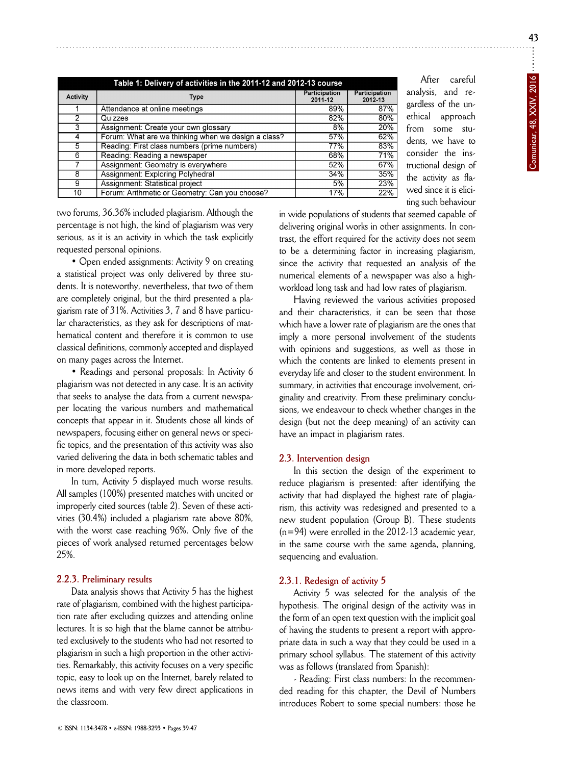| Table 1: Delivery of activities in the 2011-12 and 2012-13 course | | | |
|---|---|---|---|
| Activity | Type | Participation 2011-12 | Participation 2012-13 |
| 1 | Attendance at online meetings | 89% | 87% |
| 2 | Quizzes | 82% | 80% |
| 3 | Assignment: Create your own glossary | 8% | 20% |
| 4 | Forum: What are we thinking when we design a class? | 57% | 62% |
| 5 | Reading: First class numbers (prime numbers) | 77% | 83% |
| 6 | Reading: Reading a newspaper | 68% | 71% |
| 7 | Assignment: Geometry is everywhere | 52% | 67% |
| 8 | Assignment: Exploring Polyhedral | 34% | 35% |
| 9 | Assignment: Statistical project | 5% | 23% |
| 10 | Forum: Arithmetic or Geometry: Can you choose? | 17% | 22% |

two forums, 36.36% included plagiarism. Although the percentage is not high, the kind of plagiarism was very serious, as it is an activity in which the task explicitly requested personal opinions.

- Open ended assignments: Activity 9 on creating a statistical project was only delivered by three students. It is noteworthy, nevertheless, that two of them are completely original, but the third presented a plagiarism rate of 31%. Activities 3, 7 and 8 have particular characteristics, as they ask for descriptions of mathematical content and therefore it is common to use classical definitions, commonly accepted and displayed on many pages across the Internet.

- Readings and personal proposals: In Activity 6 plagiarism was not detected in any case. It is an activity that seeks to analyse the data from a current newspaper locating the various numbers and mathematical concepts that appear in it. Students chose all kinds of newspapers, focusing either on general news or specific topics, and the presentation of this activity was also varied delivering the data in both schematic tables and in more developed reports.

In turn, Activity 5 displayed much worse results. All samples (100%) presented matches with uncited or improperly cited sources (table 2). Seven of these activities (30.4%) included a plagiarism rate above 80%, with the worst case reaching 96%. Only five of the pieces of work analysed returned percentages below 25%.

### 2.2.3. Preliminary results

Data analysis shows that Activity 5 has the highest rate of plagiarism, combined with the highest participation rate after excluding quizzes and attending online lectures. It is so high that the blame cannot be attributed exclusively to the students who had not resorted to plagiarism in such a high proportion in the other activities. Remarkably, this activity focuses on a very specific topic, easy to look up on the Internet, barely related to news items and with very few direct applications in the classroom.

After careful analysis, and regardless of the unethical approach from some students, we have to consider the instructional design of the activity as flawed since it is eliciting such behaviour in wide populations of students that seemed capable of delivering original works in other assignments. In contrast, the effort required for the activity does not seem to be a determining factor in increasing plagiarism, since the activity that requested an analysis of the numerical elements of a newspaper was also a high-workload long task and had low rates of plagiarism.

Having reviewed the various activities proposed and their characteristics, it can be seen that those which have a lower rate of plagiarism are the ones that imply a more personal involvement of the students with opinions and suggestions, as well as those in which the contents are linked to elements present in everyday life and closer to the student environment. In summary, in activities that encourage involvement, originality and creativity. From these preliminary conclusions, we endeavour to check whether changes in the design (but not the deep meaning) of an activity can have an impact in plagiarism rates.

### 2.3. Intervention design

In this section the design of the experiment to reduce plagiarism is presented: after identifying the activity that had displayed the highest rate of plagiarism, this activity was redesigned and presented to a new student population (Group B). These students (n=94) were enrolled in the 2012-13 academic year, in the same course with the same agenda, planning, sequencing and evaluation.

### 2.3.1. Redesign of activity 5

Activity 5 was selected for the analysis of the hypothesis. The original design of the activity was in the form of an open text question with the implicit goal of having the students to present a report with appropriate data in such a way that they could be used in a primary school syllabus. The statement of this activity was as follows (translated from Spanish):

- Reading: First class numbers: In the recommended reading for this chapter, the Devil of Numbers introduces Robert to some special numbers: those he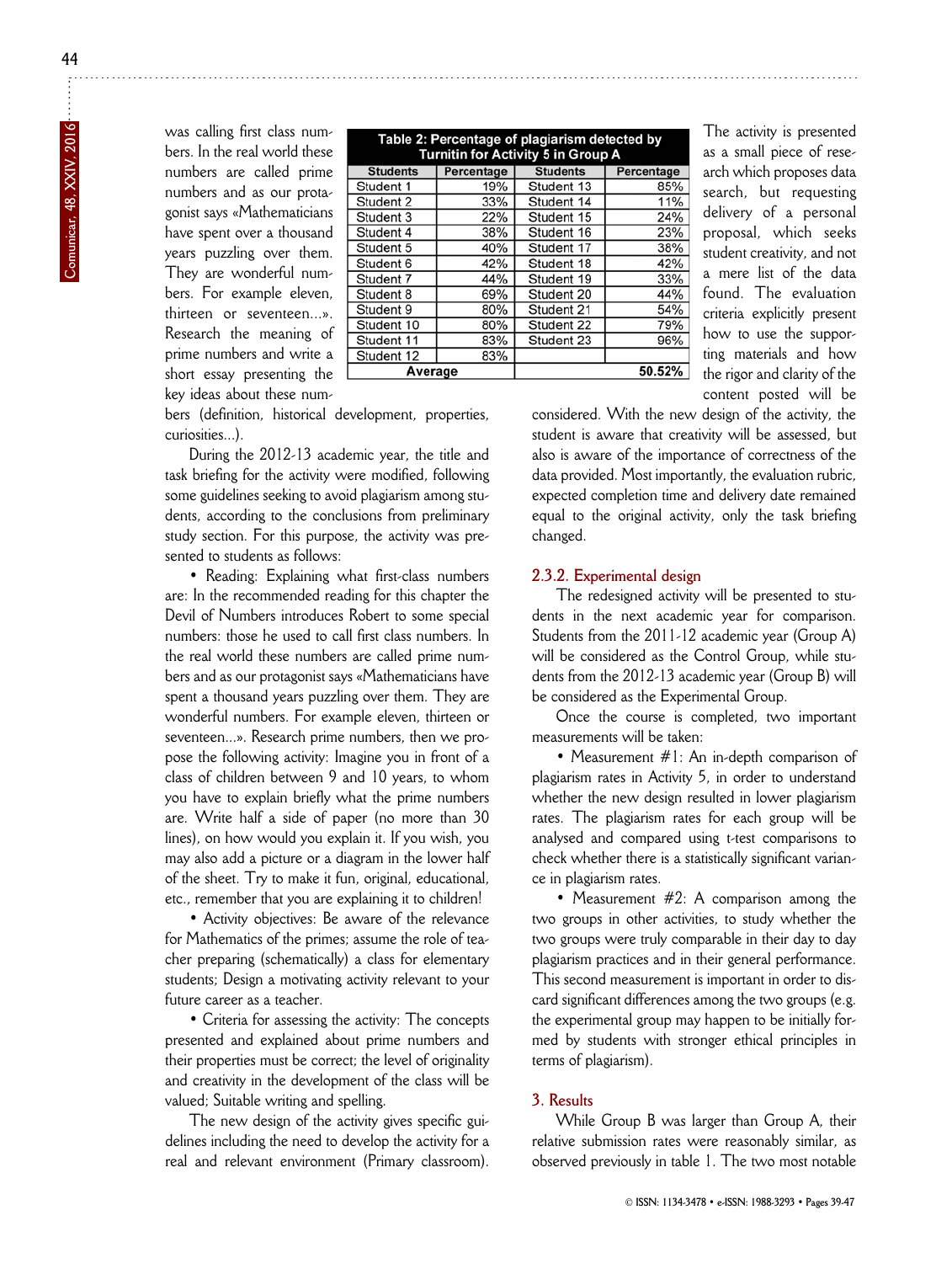was calling first class numbers. In the real world these numbers are called prime numbers and as our protagonist says «Mathematicians have spent over a thousand years puzzling over them. They are wonderful numbers. For example eleven, thirteen or seventeen...». Research the meaning of prime numbers and write a short essay presenting the key ideas about these numbers (definition, historical development, properties, curiosities...).

| Table 2: Percentage of plagiarism detected by Turnitin for Activity 5 in Group A | | | |
|---|---|---|---|
| **Students** | **Percentage** | **Students** | **Percentage** |
| Student 1 | 19% | Student 13 | 85% |
| Student 2 | 33% | Student 14 | 11% |
| Student 3 | 22% | Student 15 | 24% |
| Student 4 | 38% | Student 16 | 23% |
| Student 5 | 40% | Student 17 | 38% |
| Student 6 | 42% | Student 18 | 42% |
| Student 7 | 44% | Student 19 | 33% |
| Student 8 | 69% | Student 20 | 44% |
| Student 9 | 80% | Student 21 | 54% |
| Student 10 | 80% | Student 22 | 79% |
| Student 11 | 83% | Student 23 | 96% |
| Student 12 | 83% | | |
| **Average** | | | **50.52%** |

During the 2012-13 academic year, the title and task briefing for the activity were modified, following some guidelines seeking to avoid plagiarism among students, according to the conclusions from preliminary study section. For this purpose, the activity was presented to students as follows:

- Reading: Explaining what first-class numbers are: In the recommended reading for this chapter the Devil of Numbers introduces Robert to some special numbers: those he used to call first class numbers. In the real world these numbers are called prime numbers and as our protagonist says «Mathematicians have spent a thousand years puzzling over them. They are wonderful numbers. For example eleven, thirteen or seventeen...». Research prime numbers, then we propose the following activity: Imagine you in front of a class of children between 9 and 10 years, to whom you have to explain briefly what the prime numbers are. Write half a side of paper (no more than 30 lines), on how would you explain it. If you wish, you may also add a picture or a diagram in the lower half of the sheet. Try to make it fun, original, educational, etc., remember that you are explaining it to children!
- Activity objectives: Be aware of the relevance for Mathematics of the primes; assume the role of teacher preparing (schematically) a class for elementary students; Design a motivating activity relevant to your future career as a teacher.
- Criteria for assessing the activity: The concepts presented and explained about prime numbers and their properties must be correct; the level of originality and creativity in the development of the class will be valued; Suitable writing and spelling.

The new design of the activity gives specific guidelines including the need to develop the activity for a real and relevant environment (Primary classroom). The activity is presented as a small piece of research which proposes data search, but requesting delivery of a personal proposal, which seeks student creativity, and not a mere list of the data found. The evaluation criteria explicitly present how to use the supporting materials and how the rigor and clarity of the content posted will be considered. With the new design of the activity, the student is aware that creativity will be assessed, but also is aware of the importance of correctness of the data provided. Most importantly, the evaluation rubric, expected completion time and delivery date remained equal to the original activity, only the task briefing changed.

### 2.3.2. Experimental design

The redesigned activity will be presented to students in the next academic year for comparison. Students from the 2011-12 academic year (Group A) will be considered as the Control Group, while students from the 2012-13 academic year (Group B) will be considered as the Experimental Group.

Once the course is completed, two important measurements will be taken:

- Measurement #1: An in-depth comparison of plagiarism rates in Activity 5, in order to understand whether the new design resulted in lower plagiarism rates. The plagiarism rates for each group will be analysed and compared using t-test comparisons to check whether there is a statistically significant variance in plagiarism rates.
- Measurement #2: A comparison among the two groups in other activities, to study whether the two groups were truly comparable in their day to day plagiarism practices and in their general performance. This second measurement is important in order to discard significant differences among the two groups (e.g. the experimental group may happen to be initially formed by students with stronger ethical principles in terms of plagiarism).

## 3. Results

While Group B was larger than Group A, their relative submission rates were reasonably similar, as observed previously in table 1. The two most notable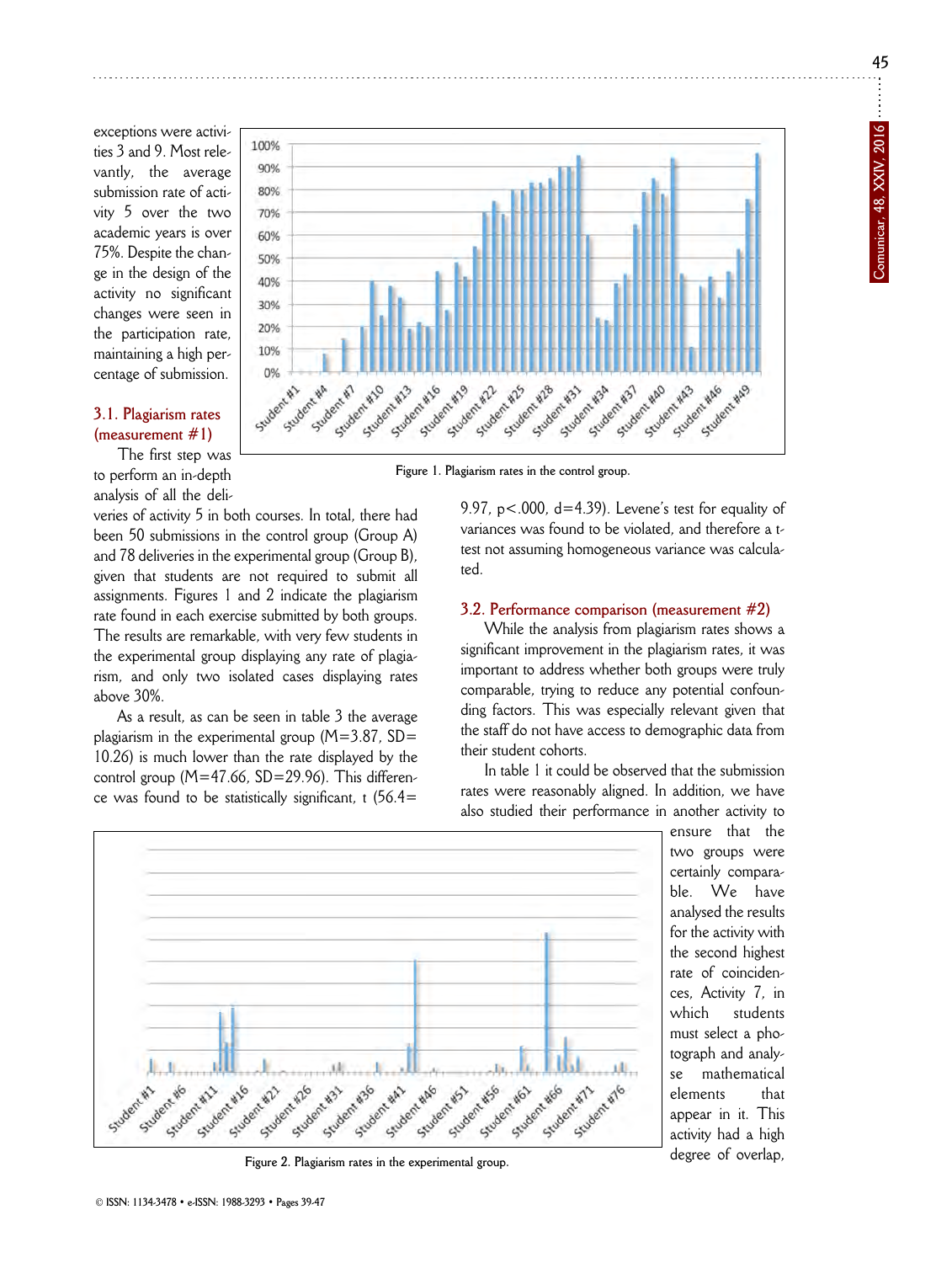exceptions were activities 3 and 9. Most relevantly, the average submission rate of activity 5 over the two academic years is over 75%. Despite the change in the design of the activity no significant changes were seen in the participation rate, maintaining a high percentage of submission.

### 3.1. Plagiarism rates (measurement #1)

The first step was to perform an in-depth analysis of all the deliveries of activity 5 in both courses. In total, there had been 50 submissions in the control group (Group A) and 78 deliveries in the experimental group (Group B), given that students are not required to submit all assignments. Figures 1 and 2 indicate the plagiarism rate found in each exercise submitted by both groups. The results are remarkable, with very few students in the experimental group displaying any rate of plagiarism, and only two isolated cases displaying rates above 30%.

Figure 1. Plagiarism rates in the control group.

As a result, as can be seen in table 3 the average plagiarism in the experimental group (M=3.87, SD=10.26) is much lower than the rate displayed by the control group (M=47.66, SD=29.96). This difference was found to be statistically significant, t (56.4=9.97, p<.000, d=4.39). Levene's test for equality of variances was found to be violated, and therefore a t-test not assuming homogeneous variance was calculated.

### 3.2. Performance comparison (measurement #2)

While the analysis from plagiarism rates shows a significant improvement in the plagiarism rates, it was important to address whether both groups were truly comparable, trying to reduce any potential confounding factors. This was especially relevant given that the staff do not have access to demographic data from their student cohorts.

In table 1 it could be observed that the submission rates were reasonably aligned. In addition, we have also studied their performance in another activity to ensure that the two groups were certainly comparable. We have analysed the results for the activity with the second highest rate of coincidences, Activity 7, in which students must select a photograph and analyse mathematical elements that appear in it. This activity had a high degree of overlap,

Figure 2. Plagiarism rates in the experimental group.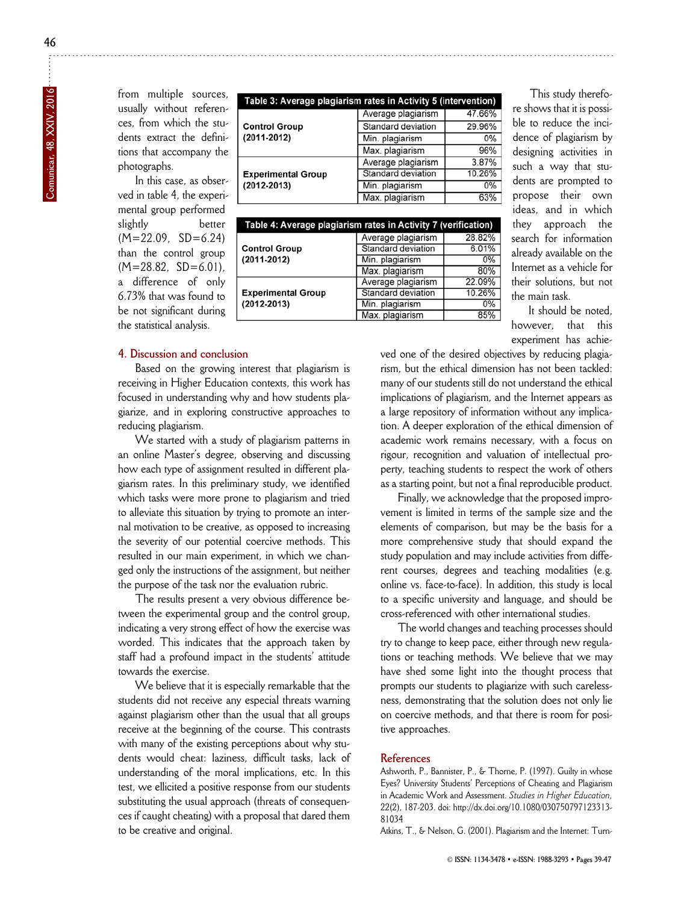from multiple sources, usually without references, from which the students extract the definitions that accompany the photographs.

In this case, as observed in table 4, the experimental group performed slightly better (M=22.09, SD=6.24) than the control group (M=28.82, SD=6.01), a difference of only 6.73% that was found to be not significant during the statistical analysis.

| Table 3: Average plagiarism rates in Activity 5 (intervention) | | |
|---|---|---|
| **Control Group (2011-2012)** | Average plagiarism | 47.66% |
| | Standard deviation | 29.96% |
| | Min. plagiarism | 0% |
| | Max. plagiarism | 96% |
| **Experimental Group (2012-2013)** | Average plagiarism | 3.87% |
| | Standard deviation | 10.26% |
| | Min. plagiarism | 0% |
| | Max. plagiarism | 63% |

| Table 4: Average plagiarism rates in Activity 7 (verification) | | |
|---|---|---|
| **Control Group (2011-2012)** | Average plagiarism | 28.82% |
| | Standard deviation | 6.01% |
| | Min. plagiarism | 0% |
| | Max. plagiarism | 80% |
| **Experimental Group (2012-2013)** | Average plagiarism | 22.09% |
| | Standard deviation | 10.26% |
| | Min. plagiarism | 0% |
| | Max. plagiarism | 85% |

## 4. Discussion and conclusion

Based on the growing interest that plagiarism is receiving in Higher Education contexts, this work has focused in understanding why and how students plagiarize, and in exploring constructive approaches to reducing plagiarism.

We started with a study of plagiarism patterns in an online Master's degree, observing and discussing how each type of assignment resulted in different plagiarism rates. In this preliminary study, we identified which tasks were more prone to plagiarism and tried to alleviate this situation by trying to promote an internal motivation to be creative, as opposed to increasing the severity of our potential coercive methods. This resulted in our main experiment, in which we changed only the instructions of the assignment, but neither the purpose of the task nor the evaluation rubric.

The results present a very obvious difference between the experimental group and the control group, indicating a very strong effect of how the exercise was worded. This indicates that the approach taken by staff had a profound impact in the students' attitude towards the exercise.

We believe that it is especially remarkable that the students did not receive any especial threats warning against plagiarism other than the usual that all groups receive at the beginning of the course. This contrasts with many of the existing perceptions about why students would cheat: laziness, difficult tasks, lack of understanding of the moral implications, etc. In this test, we ellicited a positive response from our students substituting the usual approach (threats of consequences if caught cheating) with a proposal that dared them to be creative and original.

This study therefore shows that it is possible to reduce the incidence of plagiarism by designing activities in such a way that students are prompted to propose their own ideas, and in which they approach the search for information already available on the Internet as a vehicle for their solutions, but not the main task.

It should be noted, however, that this experiment has achieved one of the desired objectives by reducing plagiarism, but the ethical dimension has not been tackled: many of our students still do not understand the ethical implications of plagiarism, and the Internet appears as a large repository of information without any implication. A deeper exploration of the ethical dimension of academic work remains necessary, with a focus on rigour, recognition and valuation of intellectual property, teaching students to respect the work of others as a starting point, but not a final reproducible product.

Finally, we acknowledge that the proposed improvement is limited in terms of the sample size and the elements of comparison, but may be the basis for a more comprehensive study that should expand the study population and may include activities from different courses, degrees and teaching modalities (e.g. online vs. face-to-face). In addition, this study is local to a specific university and language, and should be cross-referenced with other international studies.

The world changes and teaching processes should try to change to keep pace, either through new regulations or teaching methods. We believe that we may have shed some light into the thought process that prompts our students to plagiarize with such carelessness, demonstrating that the solution does not only lie on coercive methods, and that there is room for positive approaches.

## References

Ashworth, P., Bannister, P., & Thorne, P. (1997). Guilty in whose Eyes? University Students' Perceptions of Cheating and Plagiarism in Academic Work and Assessment. *Studies in Higher Education*, 22(2), 187-203. doi: http://dx.doi.org/10.1080/03075079712331381034

Atkins, T., & Nelson, G. (2001). Plagiarism and the Internet: Turn-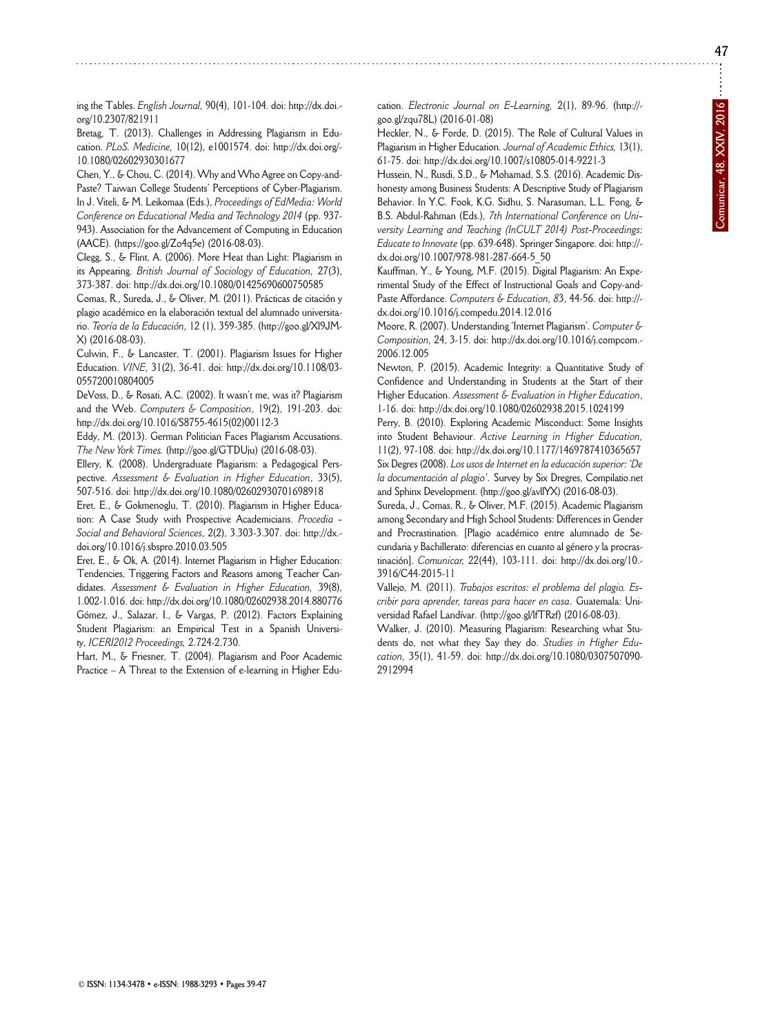ing the Tables. *English Journal*, 90(4), 101-104. doi: http://dx.doi.org/10.2307/821911

Bretag, T. (2013). Challenges in Addressing Plagiarism in Education. *PLoS. Medicine*, 10(12), e1001574. doi: http://dx.doi.org/10.1080/02602930301677

Chen, Y., & Chou, C. (2014). Why and Who Agree on Copy-and-Paste? Taiwan College Students' Perceptions of Cyber-Plagiarism. In J. Viteli, & M. Leikomaa (Eds.), *Proceedings of EdMedia: World Conference on Educational Media and Technology 2014* (pp. 937-943). Association for the Advancement of Computing in Education (AACE). (https://goo.gl/Zo4q5e) (2016-08-03).

Clegg, S., & Flint, A. (2006). More Heat than Light: Plagiarism in its Appearing. *British Journal of Sociology of Education*, 27(3), 373-387. doi: http://dx.doi.org/10.1080/01425690600750585

Comas, R., Sureda, J., & Oliver, M. (2011). Prácticas de citación y plagio académico en la elaboración textual del alumnado universitario. *Teoría de la Educación*, 12 (1), 359-385. (http://goo.gl/Xl9JMX) (2016-08-03).

Culwin, F., & Lancaster, T. (2001). Plagiarism Issues for Higher Education. *VINE*, 31(2), 36-41. doi: http://dx.doi.org/10.1108/03055720010804005

DeVoss, D., & Rosati, A.C. (2002). It wasn't me, was it? Plagiarism and the Web. *Computers & Composition*, 19(2), 191-203. doi: http://dx.doi.org/10.1016/S8755-4615(02)00112-3

Eddy, M. (2013). German Politician Faces Plagiarism Accusations. *The New York Times.* (http://goo.gl/GTDUju) (2016-08-03).

Ellery, K. (2008). Undergraduate Plagiarism: a Pedagogical Perspective. *Assessment & Evaluation in Higher Education*, 33(5), 507-516. doi: http://dx.doi.org/10.1080/02602930701698918

Eret, E., & Gokmenoglu, T. (2010). Plagiarism in Higher Education: A Case Study with Prospective Academicians. *Procedia - Social and Behavioral Sciences*, 2(2), 3.303-3.307. doi: http://dx.doi.org/10.1016/j.sbspro.2010.03.505

Eret, E., & Ok, A. (2014). Internet Plagiarism in Higher Education: Tendencies, Triggering Factors and Reasons among Teacher Candidates. *Assessment & Evaluation in Higher Education*, 39(8), 1.002-1.016. doi: http://dx.doi.org/10.1080/02602938.2014.880776

Gómez, J., Salazar, I., & Vargas, P. (2012). Factors Explaining Student Plagiarism: an Empirical Test in a Spanish University, *ICERI2012 Proceedings*, 2.724-2.730.

Hart, M., & Friesner, T. (2004). Plagiarism and Poor Academic Practice – A Threat to the Extension of e-learning in Higher Education. *Electronic Journal on E-Learning*, 2(1), 89-96. (http://goo.gl/zqu78L) (2016-01-08)

Heckler, N., & Forde, D. (2015). The Role of Cultural Values in Plagiarism in Higher Education. *Journal of Academic Ethics*, 13(1), 61-75. doi: http://dx.doi.org/10.1007/s10805-014-9221-3

Hussein, N., Rusdi, S.D., & Mohamad, S.S. (2016). Academic Dishonesty among Business Students: A Descriptive Study of Plagiarism Behavior. In Y.C. Fook, K.G. Sidhu, S. Narasuman, L.L. Fong, & B.S. Abdul-Rahman (Eds.), *7th International Conference on University Learning and Teaching (InCULT 2014) Post-Proceedings: Educate to Innovate* (pp. 639-648). Springer Singapore. doi: http://dx.doi.org/10.1007/978-981-287-664-5_50

Kauffman, Y., & Young, M.F. (2015). Digital Plagiarism: An Experimental Study of the Effect of Instructional Goals and Copy-and-Paste Affordance. *Computers & Education*, 83, 44-56. doi: http://dx.doi.org/10.1016/j.compedu.2014.12.016

Moore, R. (2007). Understanding 'Internet Plagiarism'. *Computer & Composition*, 24, 3-15. doi: http://dx.doi.org/10.1016/j.compcom.2006.12.005

Newton, P. (2015). Academic Integrity: a Quantitative Study of Confidence and Understanding in Students at the Start of their Higher Education. *Assessment & Evaluation in Higher Education*, 1-16. doi: http://dx.doi.org/10.1080/02602938.2015.1024199

Perry, B. (2010). Exploring Academic Misconduct: Some Insights into Student Behaviour. *Active Learning in Higher Education*, 11(2), 97-108. doi: http://dx.doi.org/10.1177/1469787410365657

Six Degres (2008). *Los usos de Internet en la educación superior: 'De la documentación al plagio'*. Survey by Six Dregres, Compilatio.net and Sphinx Development. (http://goo.gl/avlIYX) (2016-08-03).

Sureda, J., Comas, R., & Oliver, M.F. (2015). Academic Plagiarism among Secondary and High School Students: Differences in Gender and Procrastination. [Plagio académico entre alumnado de Secundaria y Bachillerato: diferencias en cuanto al género y la procrastinación]. *Comunicar*, 22(44), 103-111. doi: http://dx.doi.org/10.3916/C44-2015-11

Vallejo, M. (2011). *Trabajos escritos: el problema del plagio. Escribir para aprender, tareas para hacer en casa*. Guatemala: Universidad Rafael Landívar. (http://goo.gl/lfTRzf) (2016-08-03).

Walker, J. (2010). Measuring Plagiarism: Researching what Students do, not what they Say they do. *Studies in Higher Education*, 35(1), 41-59. doi: http://dx.doi.org/10.1080/03075070902912994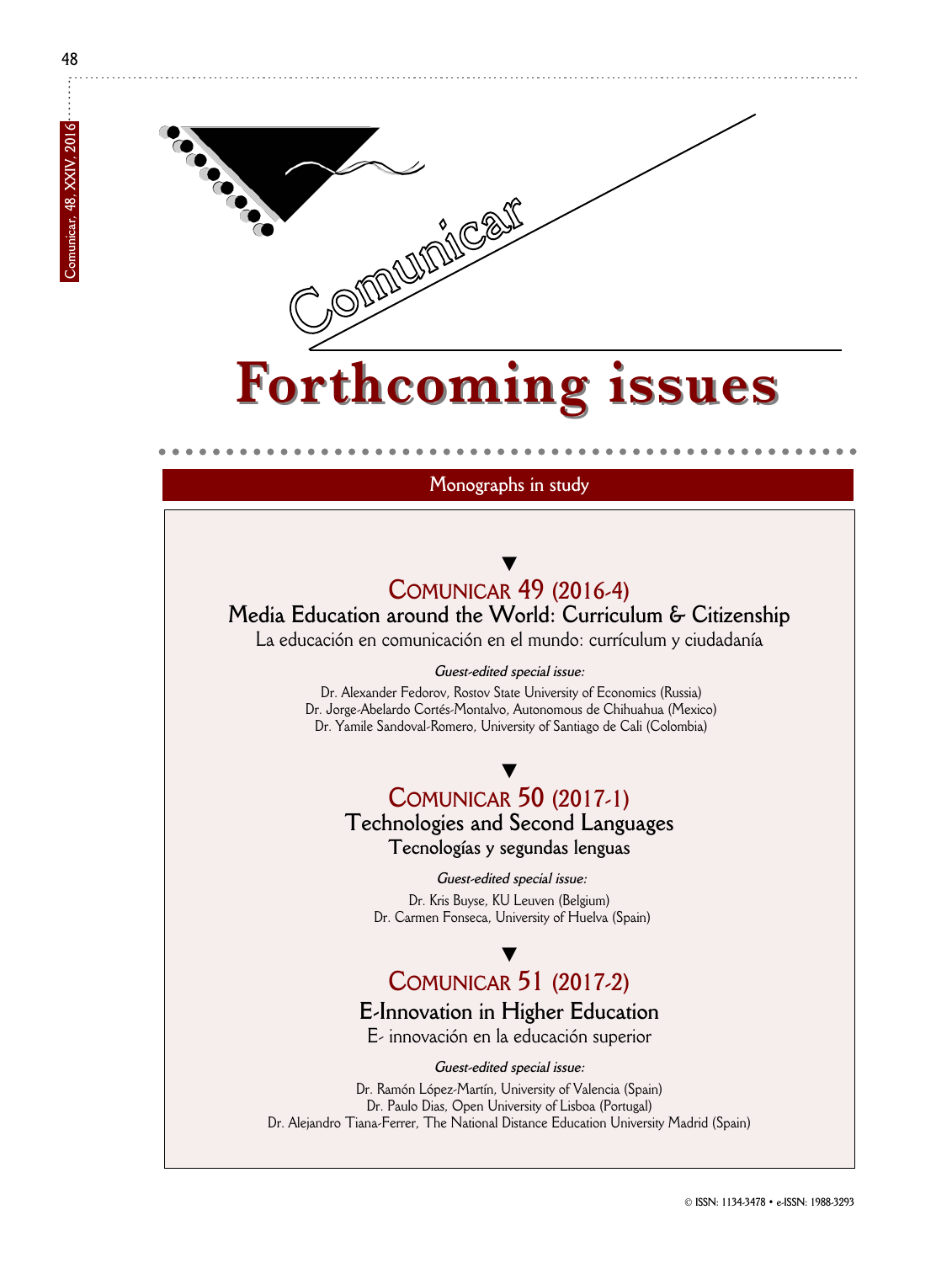# Forthcoming issues

## Monographs in study

### COMUNICAR 49 (2016-4)

**Media Education around the World: Curriculum & Citizenship**

La educación en comunicación en el mundo: currículum y ciudadanía

***Guest-edited special issue:***

Dr. Alexander Fedorov, Rostov State University of Economics (Russia)
Dr. Jorge-Abelardo Cortés-Montalvo, Autonomous de Chihuahua (Mexico)
Dr. Yamile Sandoval-Romero, University of Santiago de Cali (Colombia)

### COMUNICAR 50 (2017-1)

**Technologies and Second Languages**

Tecnologías y segundas lenguas

***Guest-edited special issue:***

Dr. Kris Buyse, KU Leuven (Belgium)
Dr. Carmen Fonseca, University of Huelva (Spain)

### COMUNICAR 51 (2017-2)

**E-Innovation in Higher Education**

E- innovación en la educación superior

***Guest-edited special issue:***

Dr. Ramón López-Martín, University of Valencia (Spain)
Dr. Paulo Dias, Open University of Lisboa (Portugal)
Dr. Alejandro Tiana-Ferrer, The National Distance Education University Madrid (Spain)